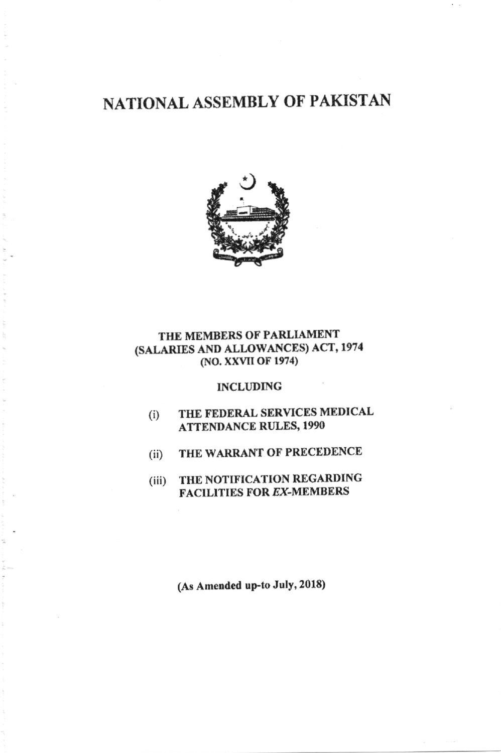# NATIONAL ASSEMBLY OF PAKISTAN

**THE MEMBERS OF PARLIAMENT (SALARIES AND ALLOWANCES) ACT, 1974 (NO. XXVII OF 1974)**

**INCLUDING**

(i) **THE FEDERAL SERVICES MEDICAL ATTENDANCE RULES, 1990**

(ii) **THE WARRANT OF PRECEDENCE**

(iii) **THE NOTIFICATION REGARDING FACILITIES FOR *EX*-MEMBERS**

**(As Amended up-to July, 2018)**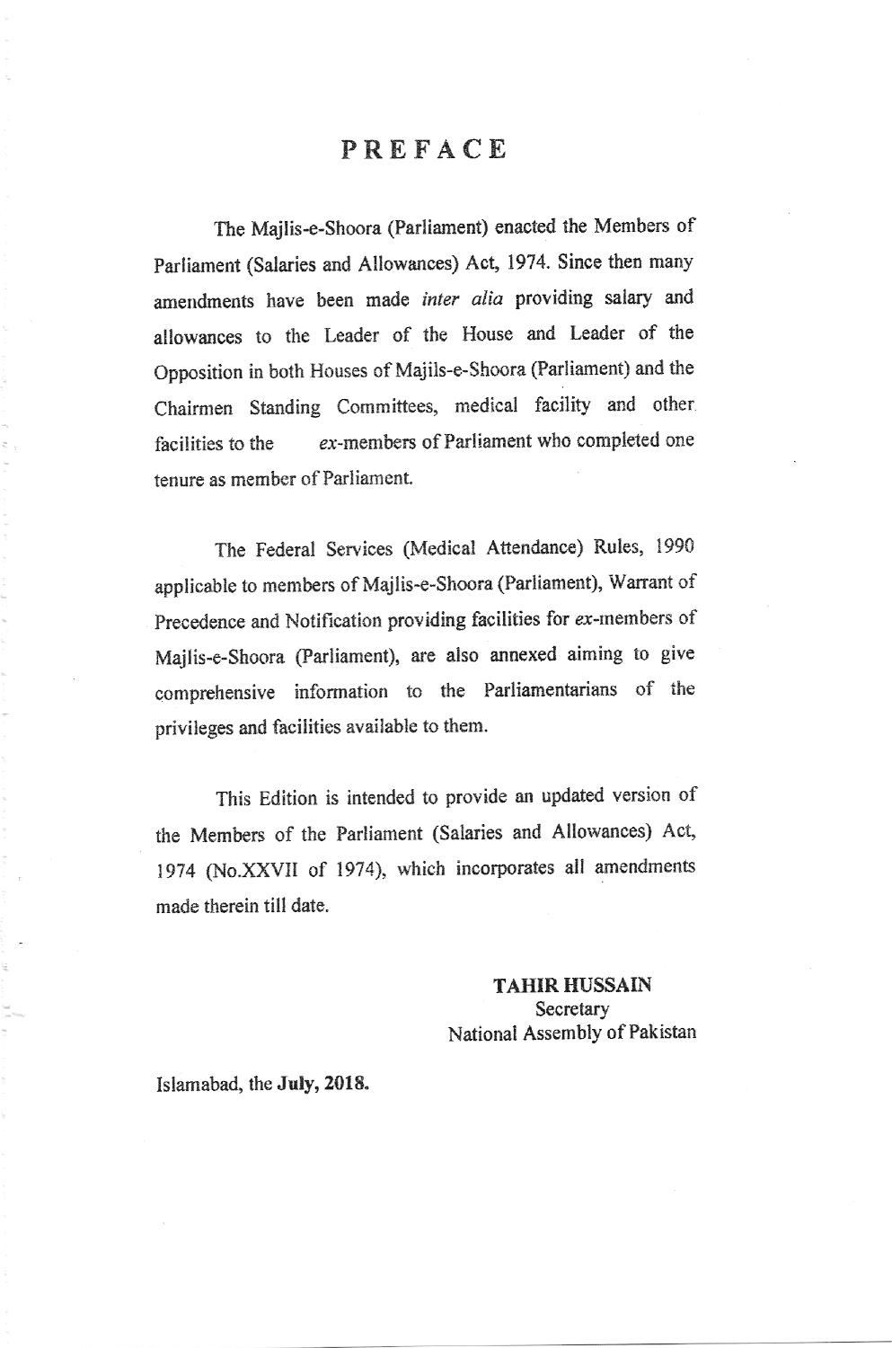# PREFACE

The Majlis-e-Shoora (Parliament) enacted the Members of Parliament (Salaries and Allowances) Act, 1974. Since then many amendments have been made *inter alia* providing salary and allowances to the Leader of the House and Leader of the Opposition in both Houses of Majils-e-Shoora (Parliament) and the Chairmen Standing Committees, medical facility and other facilities to the *ex*-members of Parliament who completed one tenure as member of Parliament.

The Federal Services (Medical Attendance) Rules, 1990 applicable to members of Majlis-e-Shoora (Parliament), Warrant of Precedence and Notification providing facilities for *ex*-members of Majlis-e-Shoora (Parliament), are also annexed aiming to give comprehensive information to the Parliamentarians of the privileges and facilities available to them.

This Edition is intended to provide an updated version of the Members of the Parliament (Salaries and Allowances) Act, 1974 (No.XXVII of 1974), which incorporates all amendments made therein till date.

**TAHIR HUSSAIN**
Secretary
National Assembly of Pakistan

Islamabad, the **July, 2018.**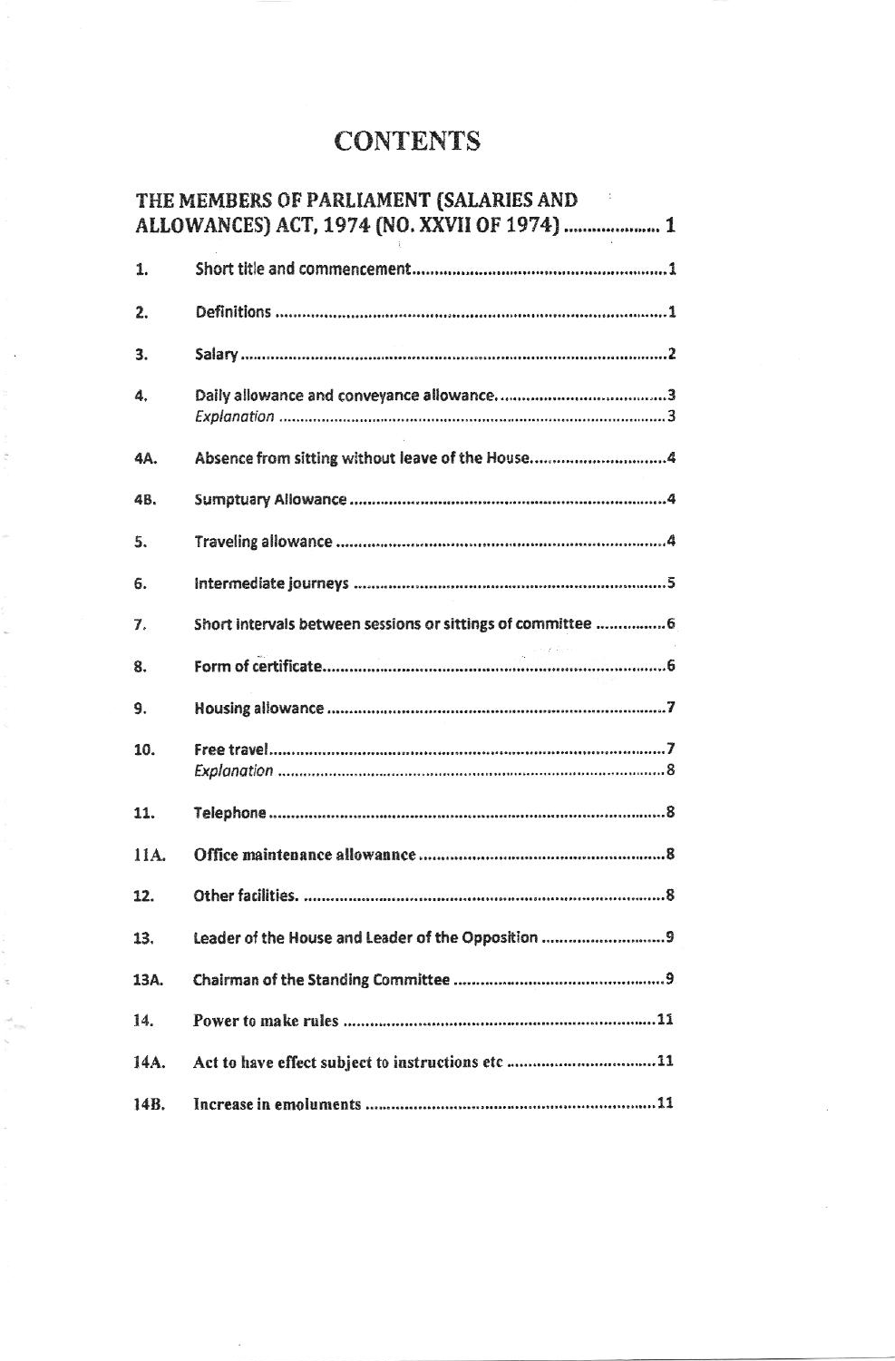# CONTENTS

**THE MEMBERS OF PARLIAMENT (SALARIES AND ALLOWANCES) ACT, 1974 (NO. XXVII OF 1974) .................... 1**

| | | |
|---|---|---|
| 1. | Short title and commencement | 1 |
| 2. | Definitions | 1 |
| 3. | Salary | 2 |
| 4. | Daily allowance and conveyance allowance. | 3 |
| | *Explanation* | 3 |
| 4A. | Absence from sitting without leave of the House | 4 |
| 4B. | Sumptuary Allowance | 4 |
| 5. | Traveling allowance | 4 |
| 6. | Intermediate journeys | 5 |
| 7. | Short intervals between sessions or sittings of committee | 6 |
| 8. | Form of certificate | 6 |
| 9. | Housing allowance | 7 |
| 10. | Free travel | 7 |
| | *Explanation* | 8 |
| 11. | Telephone | 8 |
| 11A. | Office maintenance allowannce | 8 |
| 12. | Other facilities. | 8 |
| 13. | Leader of the House and Leader of the Opposition | 9 |
| 13A. | Chairman of the Standing Committee | 9 |
| 14. | Power to make rules | 11 |
| 14A. | Act to have effect subject to instructions etc | 11 |
| 14B. | Increase in emoluments | 11 |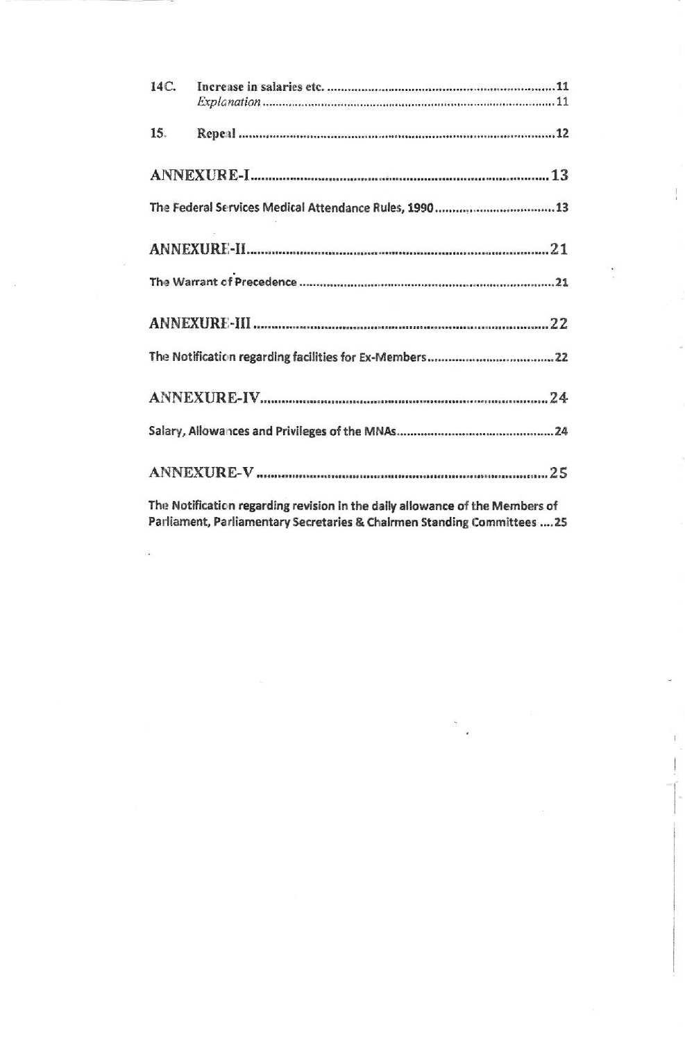| | | |
|---|---|---|
| 14C. | Increase in salaries etc. | 11 |
| | *Explanation* | 11 |
| 15. | Repeal | 12 |

**ANNEXURE-I** .......... 13

**The Federal Services Medical Attendance Rules, 1990** .......... 13

**ANNEXURE-II** .......... 21

**The Warrant of Precedence** .......... 21

**ANNEXURE-III** .......... 22

**The Notification regarding facilities for Ex-Members** .......... 22

**ANNEXURE-IV** .......... 24

**Salary, Allowances and Privileges of the MNAs** .......... 24

**ANNEXURE-V** .......... 25

**The Notification regarding revision in the daily allowance of the Members of Parliament, Parliamentary Secretaries & Chairmen Standing Committees** .... 25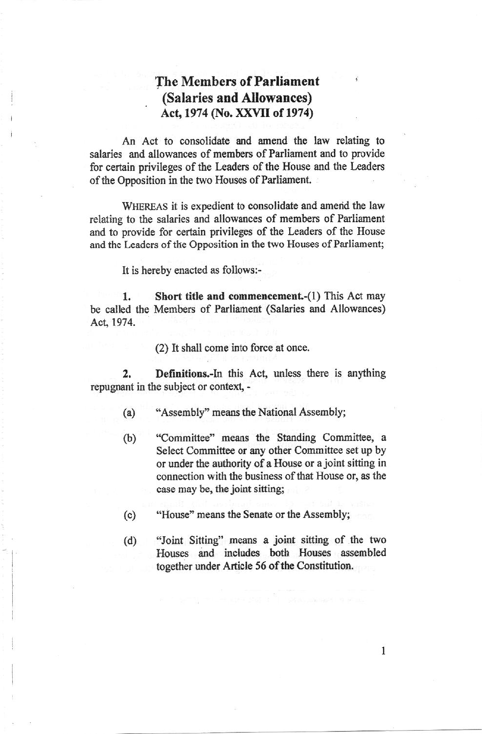# The Members of Parliament (Salaries and Allowances) Act, 1974 (No. XXVII of 1974)

An Act to consolidate and amend the law relating to salaries and allowances of members of Parliament and to provide for certain privileges of the Leaders of the House and the Leaders of the Opposition in the two Houses of Parliament.

WHEREAS it is expedient to consolidate and amend the law relating to the salaries and allowances of members of Parliament and to provide for certain privileges of the Leaders of the House and the Leaders of the Opposition in the two Houses of Parliament;

It is hereby enacted as follows:-

**1. Short title and commencement.**-(1) This Act may be called the Members of Parliament (Salaries and Allowances) Act, 1974.

(2) It shall come into force at once.

**2. Definitions.**-In this Act, unless there is anything repugnant in the subject or context, -

(a) "Assembly" means the National Assembly;

(b) "Committee" means the Standing Committee, a Select Committee or any other Committee set up by or under the authority of a House or a joint sitting in connection with the business of that House or, as the case may be, the joint sitting;

(c) "House" means the Senate or the Assembly;

(d) "Joint Sitting" means a joint sitting of the two Houses and includes both Houses assembled together under Article 56 of the Constitution.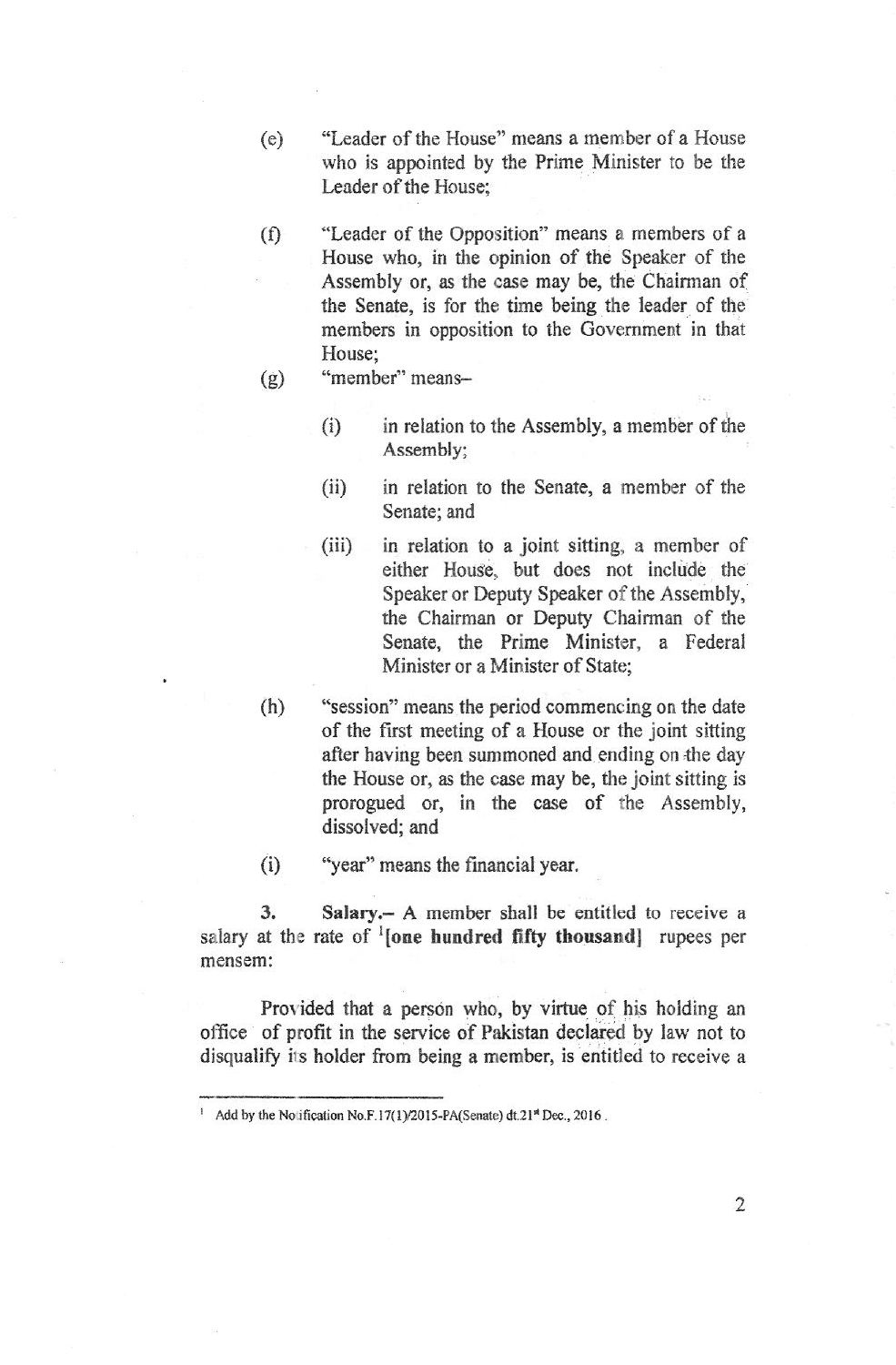(e) "Leader of the House" means a member of a House who is appointed by the Prime Minister to be the Leader of the House;

(f) "Leader of the Opposition" means a members of a House who, in the opinion of the Speaker of the Assembly or, as the case may be, the Chairman of the Senate, is for the time being the leader of the members in opposition to the Government in that House;

(g) "member" means–

  (i) in relation to the Assembly, a member of the Assembly;

  (ii) in relation to the Senate, a member of the Senate; and

  (iii) in relation to a joint sitting, a member of either House, but does not include the Speaker or Deputy Speaker of the Assembly, the Chairman or Deputy Chairman of the Senate, the Prime Minister, a Federal Minister or a Minister of State;

(h) "session" means the period commencing on the date of the first meeting of a House or the joint sitting after having been summoned and ending on the day the House or, as the case may be, the joint sitting is prorogued or, in the case of the Assembly, dissolved; and

(i) "year" means the financial year.

**3. Salary.–** A member shall be entitled to receive a salary at the rate of [1]**[one hundred fifty thousand]** rupees per mensem:

Provided that a person who, by virtue of his holding an office of profit in the service of Pakistan declared by law not to disqualify its holder from being a member, is entitled to receive a

---

[1] Add by the Notification No.F.17(1)/2015-PA(Senate) dt.21st Dec., 2016.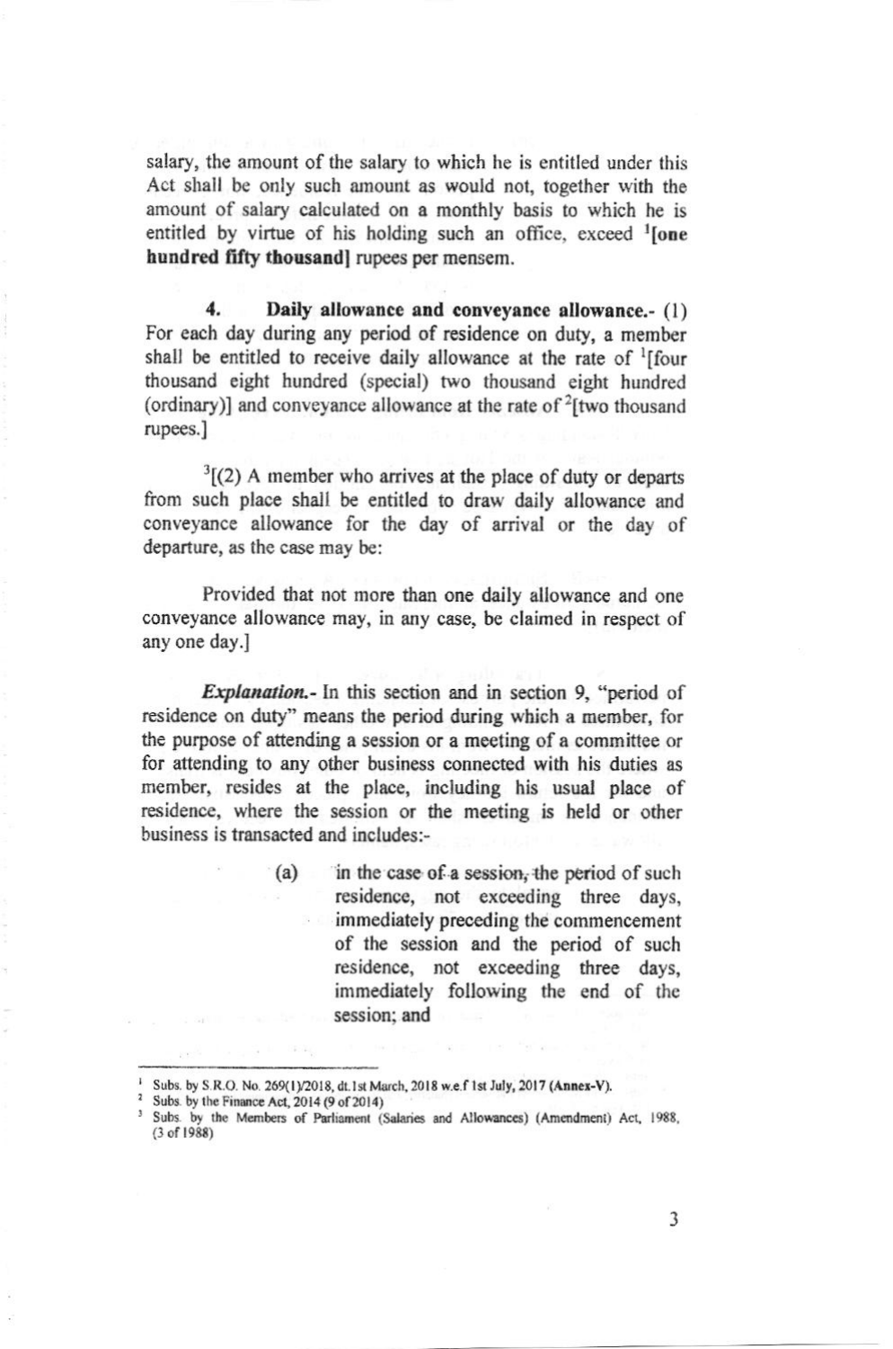salary, the amount of the salary to which he is entitled under this Act shall be only such amount as would not, together with the amount of salary calculated on a monthly basis to which he is entitled by virtue of his holding such an office, exceed [1][**one hundred fifty thousand**] rupees per mensem.

**4. Daily allowance and conveyance allowance.-** (1) For each day during any period of residence on duty, a member shall be entitled to receive daily allowance at the rate of [1][four thousand eight hundred (special) two thousand eight hundred (ordinary)] and conveyance allowance at the rate of [2][two thousand rupees.]

[3][(2) A member who arrives at the place of duty or departs from such place shall be entitled to draw daily allowance and conveyance allowance for the day of arrival or the day of departure, as the case may be:

Provided that not more than one daily allowance and one conveyance allowance may, in any case, be claimed in respect of any one day.]

***Explanation.-*** In this section and in section 9, "period of residence on duty" means the period during which a member, for the purpose of attending a session or a meeting of a committee or for attending to any other business connected with his duties as member, resides at the place, including his usual place of residence, where the session or the meeting is held or other business is transacted and includes:-

(a) in the case of a session, the period of such residence, not exceeding three days, immediately preceding the commencement of the session and the period of such residence, not exceeding three days, immediately following the end of the session; and

---

[1] Subs. by S.R.O. No. 269(I)/2018, dt.1st March, 2018 w.e.f 1st July, 2017 (**Annex-V**).

[2] Subs. by the Finance Act, 2014 (9 of 2014)

[3] Subs. by the Members of Parliament (Salaries and Allowances) (Amendment) Act, 1988, (3 of 1988)